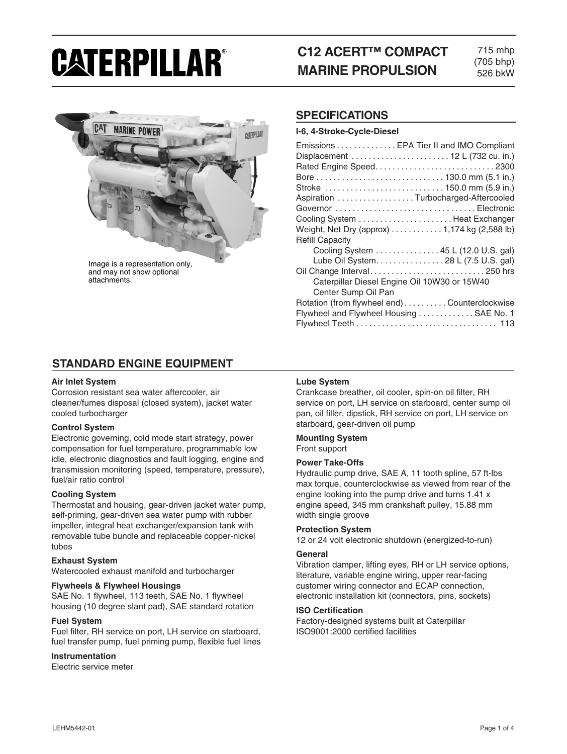# CATERPILLAR®

## C12 ACERT™ COMPACT MARINE PROPULSION

715 mhp
(705 bhp)
526 bkW

Image is a representation only, and may not show optional attachments.

## SPECIFICATIONS

**I-6, 4-Stroke-Cycle-Diesel**

| | |
|---|---|
| Emissions | EPA Tier II and IMO Compliant |
| Displacement | 12 L (732 cu. in.) |
| Rated Engine Speed | 2300 |
| Bore | 130.0 mm (5.1 in.) |
| Stroke | 150.0 mm (5.9 in.) |
| Aspiration | Turbocharged-Aftercooled |
| Governor | Electronic |
| Cooling System | Heat Exchanger |
| Weight, Net Dry (approx) | 1,174 kg (2,588 lb) |
| Refill Capacity | |
| Cooling System | 45 L (12.0 U.S. gal) |
| Lube Oil System | 28 L (7.5 U.S. gal) |
| Oil Change Interval | 250 hrs |
| Caterpillar Diesel Engine Oil 10W30 or 15W40 | |
| Center Sump Oil Pan | |
| Rotation (from flywheel end) | Counterclockwise |
| Flywheel and Flywheel Housing | SAE No. 1 |
| Flywheel Teeth | 113 |

## STANDARD ENGINE EQUIPMENT

**Air Inlet System**
Corrosion resistant sea water aftercooler, air cleaner/fumes disposal (closed system), jacket water cooled turbocharger

**Control System**
Electronic governing, cold mode start strategy, power compensation for fuel temperature, programmable low idle, electronic diagnostics and fault logging, engine and transmission monitoring (speed, temperature, pressure), fuel/air ratio control

**Cooling System**
Thermostat and housing, gear-driven jacket water pump, self-priming, gear-driven sea water pump with rubber impeller, integral heat exchanger/expansion tank with removable tube bundle and replaceable copper-nickel tubes

**Exhaust System**
Watercooled exhaust manifold and turbocharger

**Flywheels & Flywheel Housings**
SAE No. 1 flywheel, 113 teeth, SAE No. 1 flywheel housing (10 degree slant pad), SAE standard rotation

**Fuel System**
Fuel filter, RH service on port, LH service on starboard, fuel transfer pump, fuel priming pump, flexible fuel lines

**Instrumentation**
Electric service meter

**Lube System**
Crankcase breather, oil cooler, spin-on oil filter, RH service on port, LH service on starboard, center sump oil pan, oil filler, dipstick, RH service on port, LH service on starboard, gear-driven oil pump

**Mounting System**
Front support

**Power Take-Offs**
Hydraulic pump drive, SAE A, 11 tooth spline, 57 ft-lbs max torque, counterclockwise as viewed from rear of the engine looking into the pump drive and turns 1.41 x engine speed, 345 mm crankshaft pulley, 15.88 mm width single groove

**Protection System**
12 or 24 volt electronic shutdown (energized-to-run)

**General**
Vibration damper, lifting eyes, RH or LH service options, literature, variable engine wiring, upper rear-facing customer wiring connector and ECAP connection, electronic installation kit (connectors, pins, sockets)

**ISO Certification**
Factory-designed systems built at Caterpillar ISO9001:2000 certified facilities

LEHM5442-01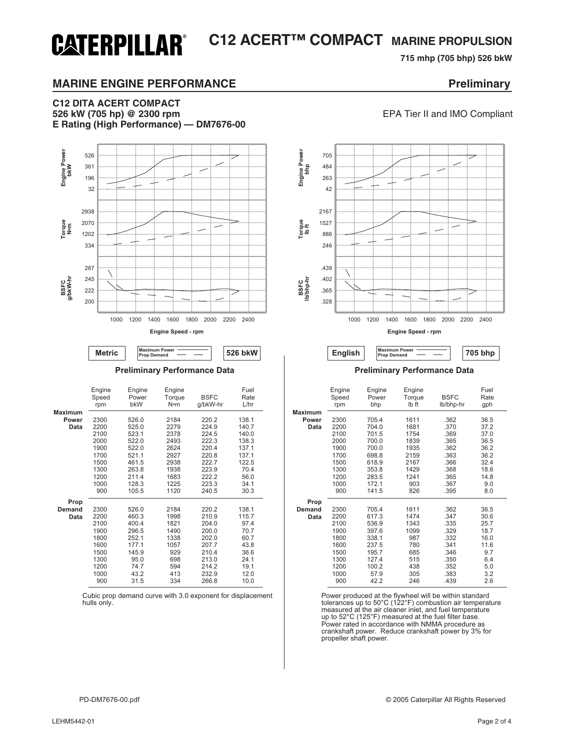# CATERPILLAR® C12 ACERT™ COMPACT MARINE PROPULSION

**715 mhp (705 bhp) 526 bkW**

## MARINE ENGINE PERFORMANCE

**Preliminary**

**C12 DITA ACERT COMPACT**
**526 kW (705 hp) @ 2300 rpm**
**E Rating (High Performance) — DM7676-00**

EPA Tier II and IMO Compliant

Engine Power bkW: 526, 361, 196, 32
Torque N•m: 2938, 2070, 1202, 334
BSFC g/bkW-hr: 267, 245, 222, 200
Engine Speed - rpm: 1000, 1200, 1400, 1600, 1800, 2000, 2200, 2400

**Metric** — Maximum Power (solid line), Prop Demand (dashed line) — **526 bkW**

Engine Power bhp: 705, 484, 263, 42
Torque lb ft: 2167, 1527, 886, 246
BSFC lb/bhp-hr: .439, .402, .365, .328
Engine Speed - rpm: 1000, 1200, 1400, 1600, 1800, 2000, 2200, 2400

**English** — Maximum Power (solid line), Prop Demand (dashed line) — **705 bhp**

### Preliminary Performance Data (Metric)

| | Engine Speed rpm | Engine Power bkW | Engine Torque N•m | BSFC g/bkW-hr | Fuel Rate L/hr |
|---|---|---|---|---|---|
| **Maximum Power Data** | 2300 | 526.0 | 2184 | 220.2 | 138.1 |
| | 2200 | 525.0 | 2279 | 224.9 | 140.7 |
| | 2100 | 523.1 | 2378 | 224.5 | 140.0 |
| | 2000 | 522.0 | 2493 | 222.3 | 138.3 |
| | 1900 | 522.0 | 2624 | 220.4 | 137.1 |
| | 1700 | 521.1 | 2927 | 220.8 | 137.1 |
| | 1500 | 461.5 | 2938 | 222.7 | 122.5 |
| | 1300 | 263.8 | 1938 | 223.9 | 70.4 |
| | 1200 | 211.4 | 1683 | 222.2 | 56.0 |
| | 1000 | 128.3 | 1225 | 223.3 | 34.1 |
| | 900 | 105.5 | 1120 | 240.5 | 30.3 |
| **Prop Demand Data** | 2300 | 526.0 | 2184 | 220.2 | 138.1 |
| | 2200 | 460.3 | 1998 | 210.9 | 115.7 |
| | 2100 | 400.4 | 1821 | 204.0 | 97.4 |
| | 1900 | 296.5 | 1490 | 200.0 | 70.7 |
| | 1800 | 252.1 | 1338 | 202.0 | 60.7 |
| | 1600 | 177.1 | 1057 | 207.7 | 43.8 |
| | 1500 | 145.9 | 929 | 210.4 | 36.6 |
| | 1300 | 95.0 | 698 | 213.0 | 24.1 |
| | 1200 | 74.7 | 594 | 214.2 | 19.1 |
| | 1000 | 43.2 | 413 | 232.9 | 12.0 |
| | 900 | 31.5 | 334 | 266.8 | 10.0 |

Cubic prop demand curve with 3.0 exponent for displacement hulls only.

### Preliminary Performance Data (English)

| | Engine Speed rpm | Engine Power bhp | Engine Torque lb ft | BSFC lb/bhp-hr | Fuel Rate gph |
|---|---|---|---|---|---|
| **Maximum Power Data** | 2300 | 705.4 | 1611 | .362 | 36.5 |
| | 2200 | 704.0 | 1681 | .370 | 37.2 |
| | 2100 | 701.5 | 1754 | .369 | 37.0 |
| | 2000 | 700.0 | 1839 | .365 | 36.5 |
| | 1900 | 700.0 | 1935 | .362 | 36.2 |
| | 1700 | 698.8 | 2159 | .363 | 36.2 |
| | 1500 | 618.9 | 2167 | .366 | 32.4 |
| | 1300 | 353.8 | 1429 | .368 | 18.6 |
| | 1200 | 283.5 | 1241 | .365 | 14.8 |
| | 1000 | 172.1 | 903 | .367 | 9.0 |
| | 900 | 141.5 | 826 | .395 | 8.0 |
| **Prop Demand Data** | 2300 | 705.4 | 1611 | .362 | 36.5 |
| | 2200 | 617.3 | 1474 | .347 | 30.6 |
| | 2100 | 536.9 | 1343 | .335 | 25.7 |
| | 1900 | 397.6 | 1099 | .329 | 18.7 |
| | 1800 | 338.1 | 987 | .332 | 16.0 |
| | 1600 | 237.5 | 780 | .341 | 11.6 |
| | 1500 | 195.7 | 685 | .346 | 9.7 |
| | 1300 | 127.4 | 515 | .350 | 6.4 |
| | 1200 | 100.2 | 438 | .352 | 5.0 |
| | 1000 | 57.9 | 305 | .383 | 3.2 |
| | 900 | 42.2 | 246 | .439 | 2.6 |

Power produced at the flywheel will be within standard tolerances up to 50°C (122°F) combustion air temperature measured at the air cleaner inlet, and fuel temperature up to 52°C (125°F) measured at the fuel filter base. Power rated in accordance with NMMA procedure as crankshaft power. Reduce crankshaft power by 3% for propeller shaft power.

PD-DM7676-00.pdf

© 2005 Caterpillar All Rights Reserved

LEHM5442-01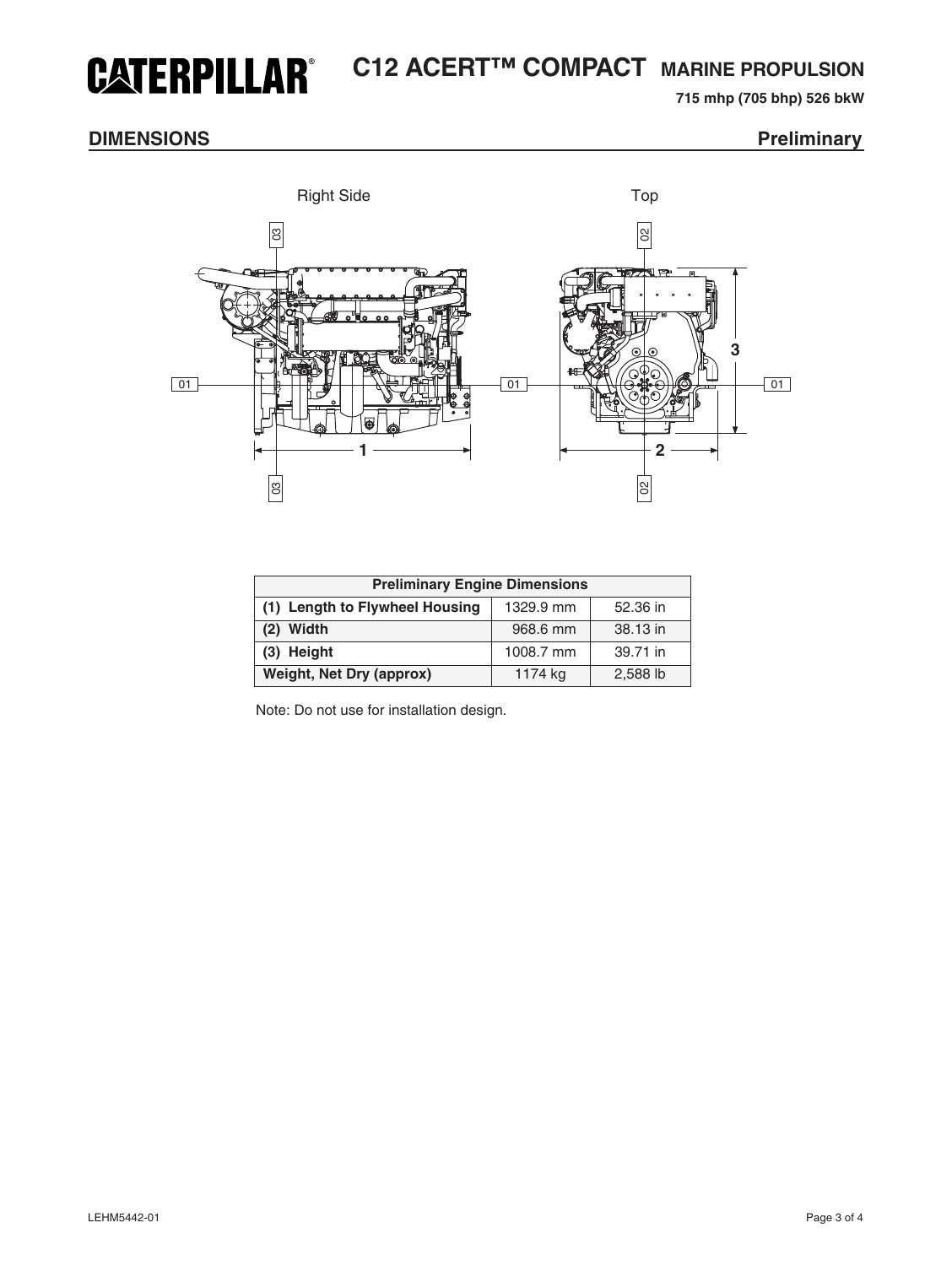# CATERPILLAR

# C12 ACERT™ COMPACT MARINE PROPULSION

**715 mhp (705 bhp) 526 bkW**

## DIMENSIONS

**Preliminary**

Right Side

Top

| Preliminary Engine Dimensions | | |
|---|---|---|
| **(1) Length to Flywheel Housing** | 1329.9 mm | 52.36 in |
| **(2) Width** | 968.6 mm | 38.13 in |
| **(3) Height** | 1008.7 mm | 39.71 in |
| **Weight, Net Dry (approx)** | 1174 kg | 2,588 lb |

Note: Do not use for installation design.

LEHM5442-01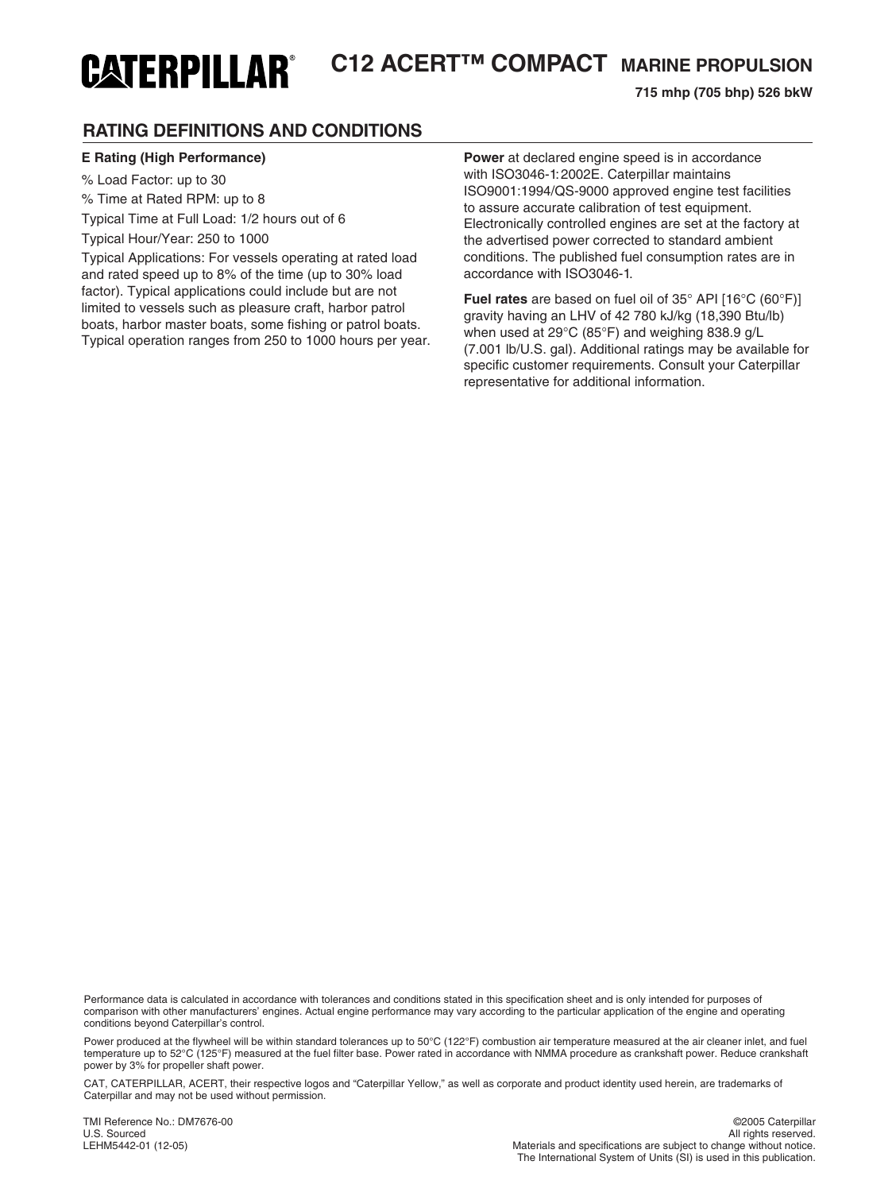# C12 ACERT™ COMPACT MARINE PROPULSION

**715 mhp (705 bhp) 526 bkW**

## RATING DEFINITIONS AND CONDITIONS

**E Rating (High Performance)**

% Load Factor: up to 30

% Time at Rated RPM: up to 8

Typical Time at Full Load: 1/2 hours out of 6

Typical Hour/Year: 250 to 1000

Typical Applications: For vessels operating at rated load and rated speed up to 8% of the time (up to 30% load factor). Typical applications could include but are not limited to vessels such as pleasure craft, harbor patrol boats, harbor master boats, some fishing or patrol boats. Typical operation ranges from 250 to 1000 hours per year.

**Power** at declared engine speed is in accordance with ISO3046-1:2002E. Caterpillar maintains ISO9001:1994/QS-9000 approved engine test facilities to assure accurate calibration of test equipment. Electronically controlled engines are set at the factory at the advertised power corrected to standard ambient conditions. The published fuel consumption rates are in accordance with ISO3046-1.

**Fuel rates** are based on fuel oil of 35° API [16°C (60°F)] gravity having an LHV of 42 780 kJ/kg (18,390 Btu/lb) when used at 29°C (85°F) and weighing 838.9 g/L (7.001 lb/U.S. gal). Additional ratings may be available for specific customer requirements. Consult your Caterpillar representative for additional information.

Performance data is calculated in accordance with tolerances and conditions stated in this specification sheet and is only intended for purposes of comparison with other manufacturers' engines. Actual engine performance may vary according to the particular application of the engine and operating conditions beyond Caterpillar's control.

Power produced at the flywheel will be within standard tolerances up to 50°C (122°F) combustion air temperature measured at the air cleaner inlet, and fuel temperature up to 52°C (125°F) measured at the fuel filter base. Power rated in accordance with NMMA procedure as crankshaft power. Reduce crankshaft power by 3% for propeller shaft power.

CAT, CATERPILLAR, ACERT, their respective logos and "Caterpillar Yellow," as well as corporate and product identity used herein, are trademarks of Caterpillar and may not be used without permission.

TMI Reference No.: DM7676-00
U.S. Sourced
LEHM5442-01 (12-05)

©2005 Caterpillar
All rights reserved.
Materials and specifications are subject to change without notice.
The International System of Units (SI) is used in this publication.